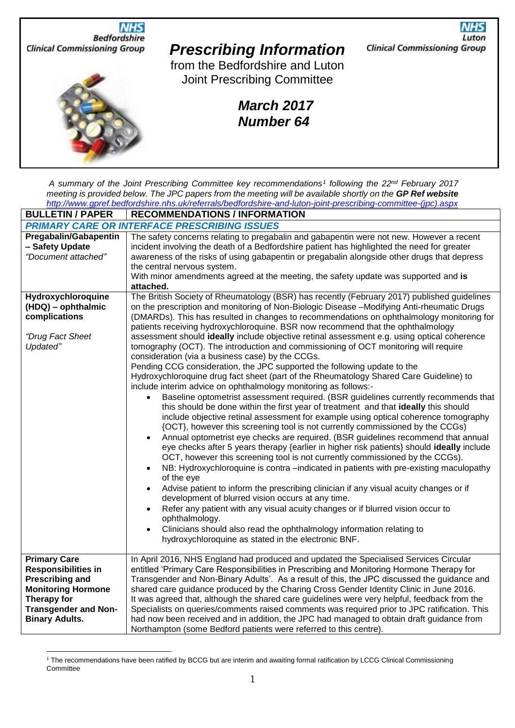NHS Bedfordshire Clinical Commissioning Group

NHS Luton Clinical Commissioning Group

# *Prescribing Information*

from the Bedfordshire and Luton Joint Prescribing Committee

## *March 2017*
## *Number 64*

*A summary of the Joint Prescribing Committee key recommendations[1] following the 22nd February 2017 meeting is provided below. The JPC papers from the meeting will be available shortly on the* ***GP Ref website*** *http://www.gpref.bedfordshire.nhs.uk/referrals/bedfordshire-and-luton-joint-prescribing-committee-(jpc).aspx*

| BULLETIN / PAPER | RECOMMENDATIONS / INFORMATION |
|---|---|
| ***PRIMARY CARE OR INTERFACE PRESCRIBING ISSUES*** | |
| **Pregabalin/Gabapentin – Safety Update**<br>*"Document attached"* | The safety concerns relating to pregabalin and gabapentin were not new. However a recent incident involving the death of a Bedfordshire patient has highlighted the need for greater awareness of the risks of using gabapentin or pregabalin alongside other drugs that depress the central nervous system.<br>With minor amendments agreed at the meeting, the safety update was supported and **is attached.** |
| **Hydroxychloroquine (HDQ) – ophthalmic complications**<br><br>*"Drug Fact Sheet Updated"* | The British Society of Rheumatology (BSR) has recently (February 2017) published guidelines on the prescription and monitoring of Non-Biologic Disease –Modifying Anti-rheumatic Drugs (DMARDs). This has resulted in changes to recommendations on ophthalmology monitoring for patients receiving hydroxychloroquine. BSR now recommend that the ophthalmology assessment should **ideally** include objective retinal assessment e.g. using optical coherence tomography (OCT). The introduction and commissioning of OCT monitoring will require consideration (via a business case) by the CCGs.<br>Pending CCG consideration, the JPC supported the following update to the Hydroxychloroquine drug fact sheet (part of the Rheumatology Shared Care Guideline) to include interim advice on ophthalmology monitoring as follows:-<br>• Baseline optometrist assessment required. (BSR guidelines currently recommends that this should be done within the first year of treatment and that **ideally** this should include objective retinal assessment for example using optical coherence tomography {OCT}, however this screening tool is not currently commissioned by the CCGs)<br>• Annual optometrist eye checks are required. (BSR guidelines recommend that annual eye checks after 5 years therapy {earlier in higher risk patients} should **ideally** include OCT, however this screening tool is not currently commissioned by the CCGs).<br>• NB: Hydroxychloroquine is contra –indicated in patients with pre-existing maculopathy of the eye<br>• Advise patient to inform the prescribing clinician if any visual acuity changes or if development of blurred vision occurs at any time.<br>• Refer any patient with any visual acuity changes or if blurred vision occur to ophthalmology.<br>• Clinicians should also read the ophthalmology information relating to hydroxychloroquine as stated in the electronic BNF. |
| **Primary Care Responsibilities in Prescribing and Monitoring Hormone Therapy for Transgender and Non-Binary Adults.** | In April 2016, NHS England had produced and updated the Specialised Services Circular entitled 'Primary Care Responsibilities in Prescribing and Monitoring Hormone Therapy for Transgender and Non-Binary Adults'. As a result of this, the JPC discussed the guidance and shared care guidance produced by the Charing Cross Gender Identity Clinic in June 2016. It was agreed that, although the shared care guidelines were very helpful, feedback from the Specialists on queries/comments raised comments was required prior to JPC ratification. This had now been received and in addition, the JPC had managed to obtain draft guidance from Northampton (some Bedford patients were referred to this centre). |

[1] The recommendations have been ratified by BCCG but are interim and awaiting formal ratification by LCCG Clinical Commissioning Committee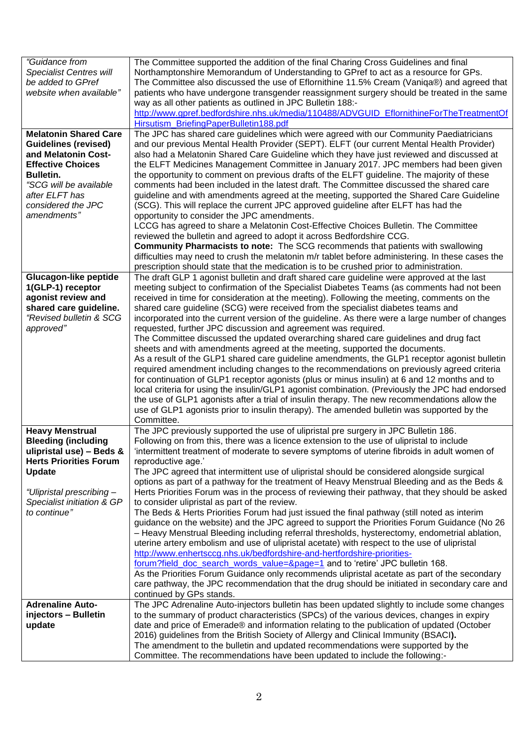| | |
|---|---|
| *"Guidance from Specialist Centres will be added to GPref website when available"* | The Committee supported the addition of the final Charing Cross Guidelines and final Northamptonshire Memorandum of Understanding to GPref to act as a resource for GPs.<br>The Committee also discussed the use of Eflornithine 11.5% Cream (Vaniqa®) and agreed that patients who have undergone transgender reassignment surgery should be treated in the same way as all other patients as outlined in JPC Bulletin 188:-<br>http://www.gpref.bedfordshire.nhs.uk/media/110488/ADVGUID_EflornithineForTheTreatmentOfHirsutism_BriefingPaperBulletin188.pdf |
| **Melatonin Shared Care Guidelines (revised) and Melatonin Cost-Effective Choices Bulletin.**<br>*"SCG will be available after ELFT has considered the JPC amendments"* | The JPC has shared care guidelines which were agreed with our Community Paediatricians and our previous Mental Health Provider (SEPT). ELFT (our current Mental Health Provider) also had a Melatonin Shared Care Guideline which they have just reviewed and discussed at the ELFT Medicines Management Committee in January 2017. JPC members had been given the opportunity to comment on previous drafts of the ELFT guideline. The majority of these comments had been included in the latest draft. The Committee discussed the shared care guideline and with amendments agreed at the meeting, supported the Shared Care Guideline (SCG). This will replace the current JPC approved guideline after ELFT has had the opportunity to consider the JPC amendments.<br>LCCG has agreed to share a Melatonin Cost-Effective Choices Bulletin. The Committee reviewed the bulletin and agreed to adopt it across Bedfordshire CCG.<br>**Community Pharmacists to note:** The SCG recommends that patients with swallowing difficulties may need to crush the melatonin m/r tablet before administering. In these cases the prescription should state that the medication is to be crushed prior to administration. |
| **Glucagon-like peptide 1(GLP-1) receptor agonist review and shared care guideline.**<br>*"Revised bulletin & SCG approved"* | The draft GLP 1 agonist bulletin and draft shared care guideline were approved at the last meeting subject to confirmation of the Specialist Diabetes Teams (as comments had not been received in time for consideration at the meeting). Following the meeting, comments on the shared care guideline (SCG) were received from the specialist diabetes teams and incorporated into the current version of the guideline. As there were a large number of changes requested, further JPC discussion and agreement was required.<br>The Committee discussed the updated overarching shared care guidelines and drug fact sheets and with amendments agreed at the meeting, supported the documents.<br>As a result of the GLP1 shared care guideline amendments, the GLP1 receptor agonist bulletin required amendment including changes to the recommendations on previously agreed criteria for continuation of GLP1 receptor agonists (plus or minus insulin) at 6 and 12 months and to local criteria for using the insulin/GLP1 agonist combination. (Previously the JPC had endorsed the use of GLP1 agonists after a trial of insulin therapy. The new recommendations allow the use of GLP1 agonists prior to insulin therapy). The amended bulletin was supported by the Committee. |
| **Heavy Menstrual Bleeding (including ulipristal use) – Beds & Herts Priorities Forum Update**<br><br>*"Ulipristal prescribing – Specialist initiation & GP to continue"* | The JPC previously supported the use of ulipristal pre surgery in JPC Bulletin 186.<br>Following on from this, there was a licence extension to the use of ulipristal to include 'intermittent treatment of moderate to severe symptoms of uterine fibroids in adult women of reproductive age.'<br>The JPC agreed that intermittent use of ulipristal should be considered alongside surgical options as part of a pathway for the treatment of Heavy Menstrual Bleeding and as the Beds & Herts Priorities Forum was in the process of reviewing their pathway, that they should be asked to consider ulipristal as part of the review.<br>The Beds & Herts Priorities Forum had just issued the final pathway (still noted as interim guidance on the website) and the JPC agreed to support the Priorities Forum Guidance (No 26 – Heavy Menstrual Bleeding including referral thresholds, hysterectomy, endometrial ablation, uterine artery embolism and use of ulipristal acetate) with respect to the use of ulipristal http://www.enhertsccg.nhs.uk/bedfordshire-and-hertfordshire-priorities-forum?field_doc_search_words_value=&page=1 and to 'retire' JPC bulletin 168.<br>As the Priorities Forum Guidance only recommends ulipristal acetate as part of the secondary care pathway, the JPC recommendation that the drug should be initiated in secondary care and continued by GPs stands. |
| **Adrenaline Auto-injectors – Bulletin update** | The JPC Adrenaline Auto-injectors bulletin has been updated slightly to include some changes to the summary of product characteristics (SPCs) of the various devices, changes in expiry date and price of Emerade® and information relating to the publication of updated (October 2016) guidelines from the British Society of Allergy and Clinical Immunity (BSACI**).**<br>The amendment to the bulletin and updated recommendations were supported by the Committee. The recommendations have been updated to include the following:- |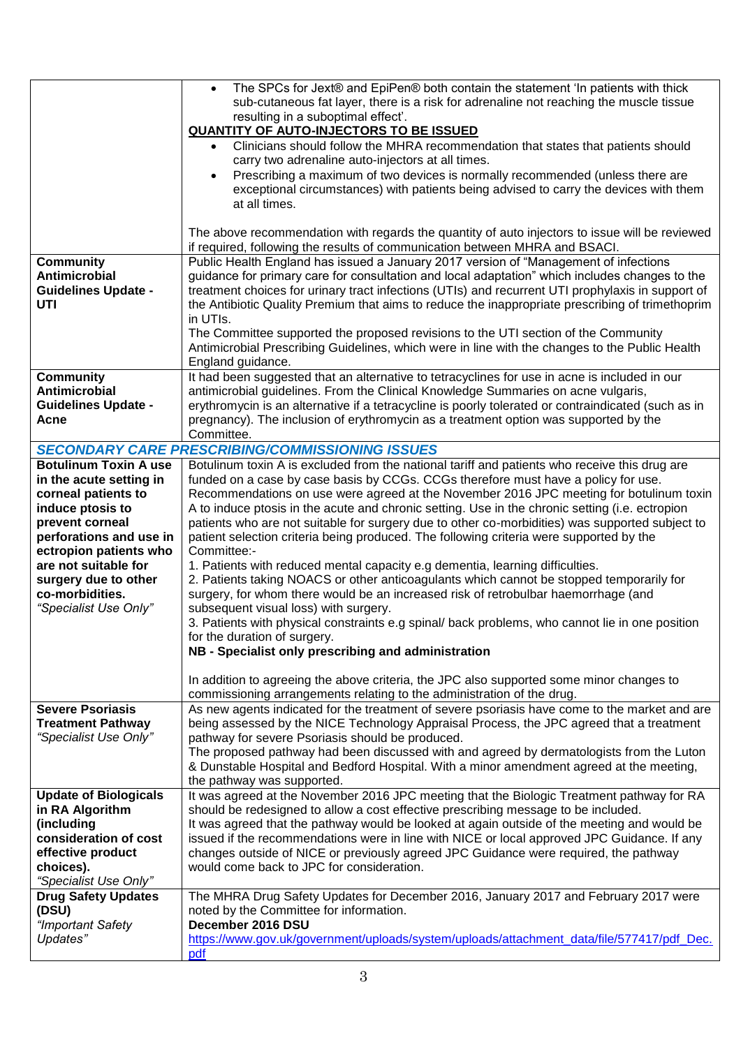| | |
|---|---|
| | • The SPCs for Jext® and EpiPen® both contain the statement 'In patients with thick sub-cutaneous fat layer, there is a risk for adrenaline not reaching the muscle tissue resulting in a suboptimal effect'.<br>**QUANTITY OF AUTO-INJECTORS TO BE ISSUED**<br>• Clinicians should follow the MHRA recommendation that states that patients should carry two adrenaline auto-injectors at all times.<br>• Prescribing a maximum of two devices is normally recommended (unless there are exceptional circumstances) with patients being advised to carry the devices with them at all times.<br><br>The above recommendation with regards the quantity of auto injectors to issue will be reviewed if required, following the results of communication between MHRA and BSACI. |
| **Community Antimicrobial Guidelines Update - UTI** | Public Health England has issued a January 2017 version of "Management of infections guidance for primary care for consultation and local adaptation" which includes changes to the treatment choices for urinary tract infections (UTIs) and recurrent UTI prophylaxis in support of the Antibiotic Quality Premium that aims to reduce the inappropriate prescribing of trimethoprim in UTIs.<br>The Committee supported the proposed revisions to the UTI section of the Community Antimicrobial Prescribing Guidelines, which were in line with the changes to the Public Health England guidance. |
| **Community Antimicrobial Guidelines Update - Acne** | It had been suggested that an alternative to tetracyclines for use in acne is included in our antimicrobial guidelines. From the Clinical Knowledge Summaries on acne vulgaris, erythromycin is an alternative if a tetracycline is poorly tolerated or contraindicated (such as in pregnancy). The inclusion of erythromycin as a treatment option was supported by the Committee. |
| ***SECONDARY CARE PRESCRIBING/COMMISSIONING ISSUES*** | |
| **Botulinum Toxin A use in the acute setting in corneal patients to induce ptosis to prevent corneal perforations and use in ectropion patients who are not suitable for surgery due to other co-morbidities.**<br>*"Specialist Use Only"* | Botulinum toxin A is excluded from the national tariff and patients who receive this drug are funded on a case by case basis by CCGs. CCGs therefore must have a policy for use. Recommendations on use were agreed at the November 2016 JPC meeting for botulinum toxin A to induce ptosis in the acute and chronic setting. Use in the chronic setting (i.e. ectropion patients who are not suitable for surgery due to other co-morbidities) was supported subject to patient selection criteria being produced. The following criteria were supported by the Committee:-<br>1. Patients with reduced mental capacity e.g dementia, learning difficulties.<br>2. Patients taking NOACS or other anticoagulants which cannot be stopped temporarily for surgery, for whom there would be an increased risk of retrobulbar haemorrhage (and subsequent visual loss) with surgery.<br>3. Patients with physical constraints e.g spinal/ back problems, who cannot lie in one position for the duration of surgery.<br>**NB - Specialist only prescribing and administration**<br><br>In addition to agreeing the above criteria, the JPC also supported some minor changes to commissioning arrangements relating to the administration of the drug. |
| **Severe Psoriasis Treatment Pathway**<br>*"Specialist Use Only"* | As new agents indicated for the treatment of severe psoriasis have come to the market and are being assessed by the NICE Technology Appraisal Process, the JPC agreed that a treatment pathway for severe Psoriasis should be produced.<br>The proposed pathway had been discussed with and agreed by dermatologists from the Luton & Dunstable Hospital and Bedford Hospital. With a minor amendment agreed at the meeting, the pathway was supported. |
| **Update of Biologicals in RA Algorithm (including consideration of cost effective product choices).**<br>*"Specialist Use Only"* | It was agreed at the November 2016 JPC meeting that the Biologic Treatment pathway for RA should be redesigned to allow a cost effective prescribing message to be included.<br>It was agreed that the pathway would be looked at again outside of the meeting and would be issued if the recommendations were in line with NICE or local approved JPC Guidance. If any changes outside of NICE or previously agreed JPC Guidance were required, the pathway would come back to JPC for consideration. |
| **Drug Safety Updates (DSU)**<br>*"Important Safety Updates"* | The MHRA Drug Safety Updates for December 2016, January 2017 and February 2017 were noted by the Committee for information.<br>**December 2016 DSU**<br>https://www.gov.uk/government/uploads/system/uploads/attachment_data/file/577417/pdf_Dec.pdf |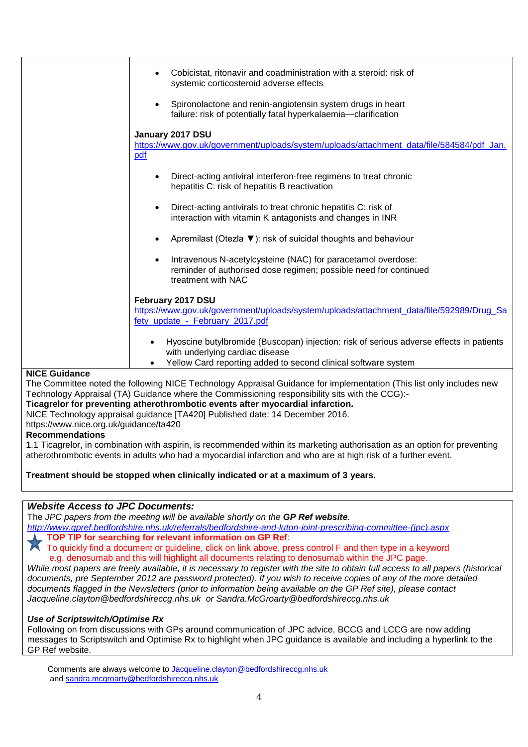- Cobicistat, ritonavir and coadministration with a steroid: risk of systemic corticosteroid adverse effects
- Spironolactone and renin-angiotensin system drugs in heart failure: risk of potentially fatal hyperkalaemia—clarification

**January 2017 DSU**
https://www.gov.uk/government/uploads/system/uploads/attachment_data/file/584584/pdf_Jan.pdf

- Direct-acting antiviral interferon-free regimens to treat chronic hepatitis C: risk of hepatitis B reactivation
- Direct-acting antivirals to treat chronic hepatitis C: risk of interaction with vitamin K antagonists and changes in INR
- Apremilast (Otezla ▼): risk of suicidal thoughts and behaviour
- Intravenous N-acetylcysteine (NAC) for paracetamol overdose: reminder of authorised dose regimen; possible need for continued treatment with NAC

**February 2017 DSU**
https://www.gov.uk/government/uploads/system/uploads/attachment_data/file/592989/Drug_Safety_update_-_February_2017.pdf

- Hyoscine butylbromide (Buscopan) injection: risk of serious adverse effects in patients with underlying cardiac disease
- Yellow Card reporting added to second clinical software system

**NICE Guidance**

The Committee noted the following NICE Technology Appraisal Guidance for implementation (This list only includes new Technology Appraisal (TA) Guidance where the Commissioning responsibility sits with the CCG):-

**Ticagrelor for preventing atherothrombotic events after myocardial infarction.**

NICE Technology appraisal guidance [TA420] Published date: 14 December 2016.

https://www.nice.org.uk/guidance/ta420

**Recommendations**

**1**.1 Ticagrelor, in combination with aspirin, is recommended within its marketing authorisation as an option for preventing atherothrombotic events in adults who had a myocardial infarction and who are at high risk of a further event.

**Treatment should be stopped when clinically indicated or at a maximum of 3 years.**

***Website Access to JPC Documents:***

*The JPC papers from the meeting will be available shortly on the* ***GP Ref website****.*

*http://www.gpref.bedfordshire.nhs.uk/referrals/bedfordshire-and-luton-joint-prescribing-committee-(jpc).aspx*

**TOP TIP for searching for relevant information on GP Ref**:

To quickly find a document or guideline, click on link above, press control F and then type in a keyword e.g. denosumab and this will highlight all documents relating to denosumab within the JPC page.

*While most papers are freely available, it is necessary to register with the site to obtain full access to all papers (historical documents, pre September 2012 are password protected). If you wish to receive copies of any of the more detailed documents flagged in the Newsletters (prior to information being available on the GP Ref site), please contact Jacqueline.clayton@bedfordshireccg.nhs.uk or Sandra.McGroarty@bedfordshireccg.nhs.uk*

***Use of Scriptswitch/Optimise Rx***

Following on from discussions with GPs around communication of JPC advice, BCCG and LCCG are now adding messages to Scriptswitch and Optimise Rx to highlight when JPC guidance is available and including a hyperlink to the GP Ref website.

Comments are always welcome to Jacqueline.clayton@bedfordshireccg.nhs.uk and sandra.mcgroarty@bedfordshireccg.nhs.uk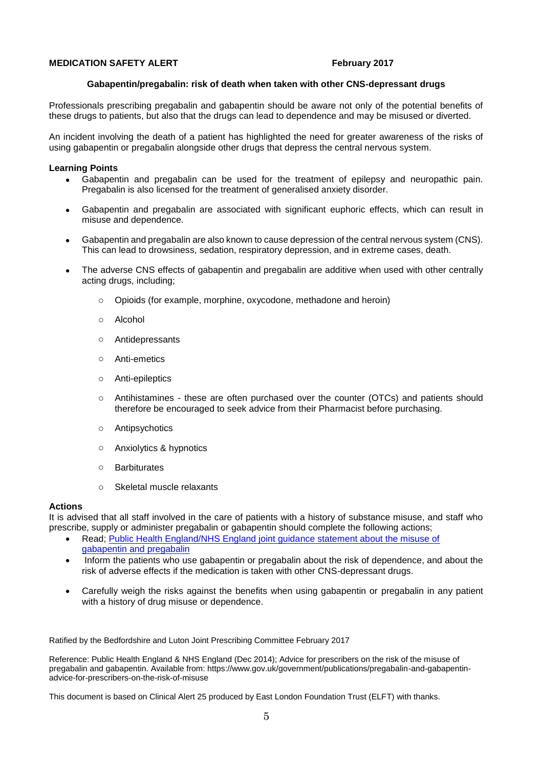**MEDICATION SAFETY ALERT** **February 2017**

**Gabapentin/pregabalin: risk of death when taken with other CNS-depressant drugs**

Professionals prescribing pregabalin and gabapentin should be aware not only of the potential benefits of these drugs to patients, but also that the drugs can lead to dependence and may be misused or diverted.

An incident involving the death of a patient has highlighted the need for greater awareness of the risks of using gabapentin or pregabalin alongside other drugs that depress the central nervous system.

**Learning Points**

- Gabapentin and pregabalin can be used for the treatment of epilepsy and neuropathic pain. Pregabalin is also licensed for the treatment of generalised anxiety disorder.
- Gabapentin and pregabalin are associated with significant euphoric effects, which can result in misuse and dependence.
- Gabapentin and pregabalin are also known to cause depression of the central nervous system (CNS). This can lead to drowsiness, sedation, respiratory depression, and in extreme cases, death.
- The adverse CNS effects of gabapentin and pregabalin are additive when used with other centrally acting drugs, including;
  - Opioids (for example, morphine, oxycodone, methadone and heroin)
  - Alcohol
  - Antidepressants
  - Anti-emetics
  - Anti-epileptics
  - Antihistamines - these are often purchased over the counter (OTCs) and patients should therefore be encouraged to seek advice from their Pharmacist before purchasing.
  - Antipsychotics
  - Anxiolytics & hypnotics
  - Barbiturates
  - Skeletal muscle relaxants

**Actions**

It is advised that all staff involved in the care of patients with a history of substance misuse, and staff who prescribe, supply or administer pregabalin or gabapentin should complete the following actions;

- Read; Public Health England/NHS England joint guidance statement about the misuse of gabapentin and pregabalin
- Inform the patients who use gabapentin or pregabalin about the risk of dependence, and about the risk of adverse effects if the medication is taken with other CNS-depressant drugs.
- Carefully weigh the risks against the benefits when using gabapentin or pregabalin in any patient with a history of drug misuse or dependence.

Ratified by the Bedfordshire and Luton Joint Prescribing Committee February 2017

Reference: Public Health England & NHS England (Dec 2014); Advice for prescribers on the risk of the misuse of pregabalin and gabapentin. Available from: https://www.gov.uk/government/publications/pregabalin-and-gabapentin-advice-for-prescribers-on-the-risk-of-misuse

This document is based on Clinical Alert 25 produced by East London Foundation Trust (ELFT) with thanks.